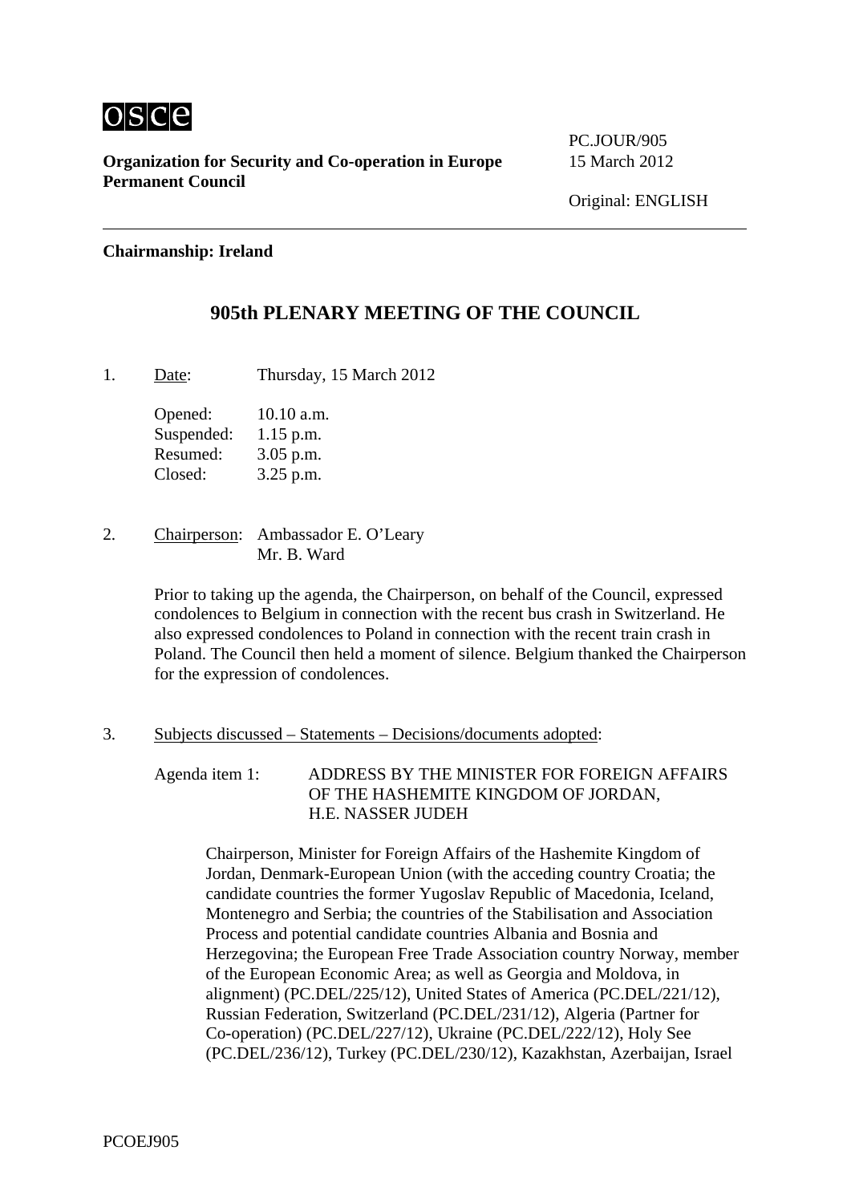osce

**Organization for Security and Co-operation in Europe**
**Permanent Council**

PC.JOUR/905
15 March 2012

Original: ENGLISH

---

**Chairmanship: Ireland**

## 905th PLENARY MEETING OF THE COUNCIL

1. Date: Thursday, 15 March 2012

   Opened: 10.10 a.m.
   Suspended: 1.15 p.m.
   Resumed: 3.05 p.m.
   Closed: 3.25 p.m.

2. Chairperson: Ambassador E. O'Leary
   Mr. B. Ward

   Prior to taking up the agenda, the Chairperson, on behalf of the Council, expressed condolences to Belgium in connection with the recent bus crash in Switzerland. He also expressed condolences to Poland in connection with the recent train crash in Poland. The Council then held a moment of silence. Belgium thanked the Chairperson for the expression of condolences.

3. Subjects discussed – Statements – Decisions/documents adopted:

   Agenda item 1: ADDRESS BY THE MINISTER FOR FOREIGN AFFAIRS OF THE HASHEMITE KINGDOM OF JORDAN, H.E. NASSER JUDEH

   Chairperson, Minister for Foreign Affairs of the Hashemite Kingdom of Jordan, Denmark-European Union (with the acceding country Croatia; the candidate countries the former Yugoslav Republic of Macedonia, Iceland, Montenegro and Serbia; the countries of the Stabilisation and Association Process and potential candidate countries Albania and Bosnia and Herzegovina; the European Free Trade Association country Norway, member of the European Economic Area; as well as Georgia and Moldova, in alignment) (PC.DEL/225/12), United States of America (PC.DEL/221/12), Russian Federation, Switzerland (PC.DEL/231/12), Algeria (Partner for Co-operation) (PC.DEL/227/12), Ukraine (PC.DEL/222/12), Holy See (PC.DEL/236/12), Turkey (PC.DEL/230/12), Kazakhstan, Azerbaijan, Israel

PCOEJ905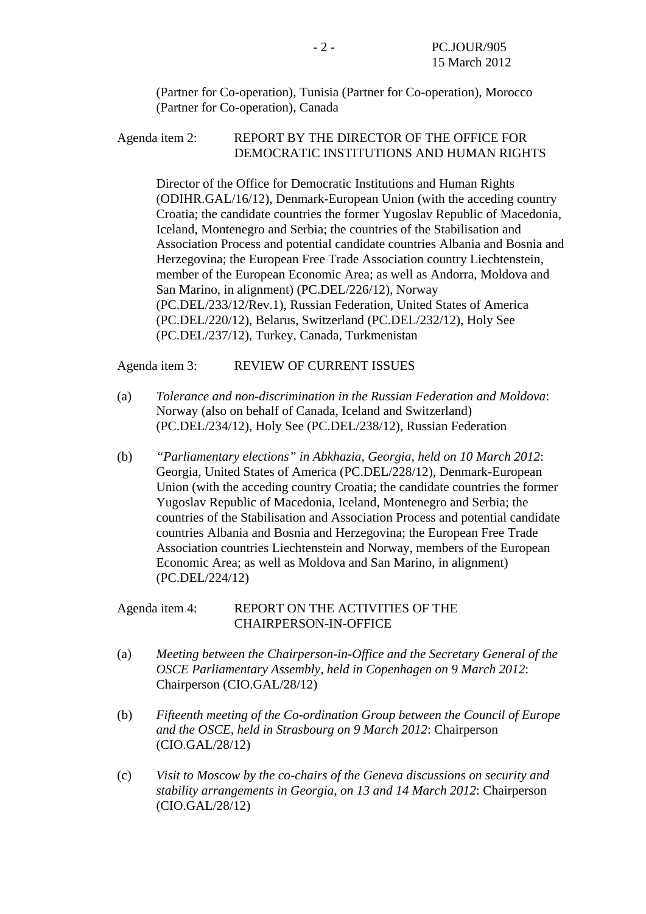(Partner for Co-operation), Tunisia (Partner for Co-operation), Morocco (Partner for Co-operation), Canada

Agenda item 2: REPORT BY THE DIRECTOR OF THE OFFICE FOR DEMOCRATIC INSTITUTIONS AND HUMAN RIGHTS

Director of the Office for Democratic Institutions and Human Rights (ODIHR.GAL/16/12), Denmark-European Union (with the acceding country Croatia; the candidate countries the former Yugoslav Republic of Macedonia, Iceland, Montenegro and Serbia; the countries of the Stabilisation and Association Process and potential candidate countries Albania and Bosnia and Herzegovina; the European Free Trade Association country Liechtenstein, member of the European Economic Area; as well as Andorra, Moldova and San Marino, in alignment) (PC.DEL/226/12), Norway (PC.DEL/233/12/Rev.1), Russian Federation, United States of America (PC.DEL/220/12), Belarus, Switzerland (PC.DEL/232/12), Holy See (PC.DEL/237/12), Turkey, Canada, Turkmenistan

Agenda item 3: REVIEW OF CURRENT ISSUES

(a) *Tolerance and non-discrimination in the Russian Federation and Moldova*: Norway (also on behalf of Canada, Iceland and Switzerland) (PC.DEL/234/12), Holy See (PC.DEL/238/12), Russian Federation

(b) *"Parliamentary elections" in Abkhazia, Georgia, held on 10 March 2012*: Georgia, United States of America (PC.DEL/228/12), Denmark-European Union (with the acceding country Croatia; the candidate countries the former Yugoslav Republic of Macedonia, Iceland, Montenegro and Serbia; the countries of the Stabilisation and Association Process and potential candidate countries Albania and Bosnia and Herzegovina; the European Free Trade Association countries Liechtenstein and Norway, members of the European Economic Area; as well as Moldova and San Marino, in alignment) (PC.DEL/224/12)

Agenda item 4: REPORT ON THE ACTIVITIES OF THE CHAIRPERSON-IN-OFFICE

(a) *Meeting between the Chairperson-in-Office and the Secretary General of the OSCE Parliamentary Assembly, held in Copenhagen on 9 March 2012*: Chairperson (CIO.GAL/28/12)

(b) *Fifteenth meeting of the Co-ordination Group between the Council of Europe and the OSCE, held in Strasbourg on 9 March 2012*: Chairperson (CIO.GAL/28/12)

(c) *Visit to Moscow by the co-chairs of the Geneva discussions on security and stability arrangements in Georgia, on 13 and 14 March 2012*: Chairperson (CIO.GAL/28/12)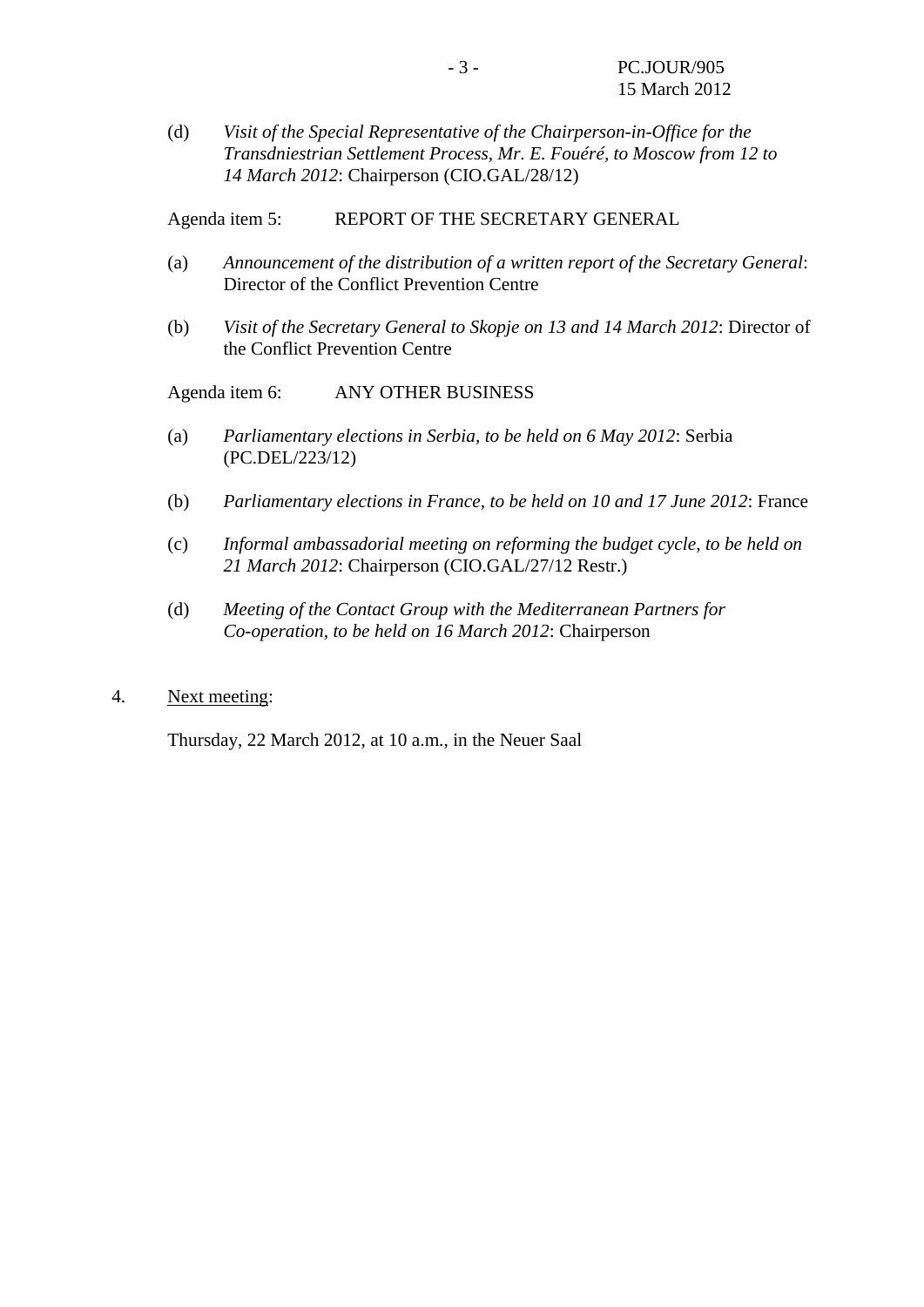(d) *Visit of the Special Representative of the Chairperson-in-Office for the Transdniestrian Settlement Process, Mr. E. Fouéré, to Moscow from 12 to 14 March 2012*: Chairperson (CIO.GAL/28/12)

Agenda item 5: REPORT OF THE SECRETARY GENERAL

(a) *Announcement of the distribution of a written report of the Secretary General*: Director of the Conflict Prevention Centre

(b) *Visit of the Secretary General to Skopje on 13 and 14 March 2012*: Director of the Conflict Prevention Centre

Agenda item 6: ANY OTHER BUSINESS

(a) *Parliamentary elections in Serbia, to be held on 6 May 2012*: Serbia (PC.DEL/223/12)

(b) *Parliamentary elections in France, to be held on 10 and 17 June 2012*: France

(c) *Informal ambassadorial meeting on reforming the budget cycle, to be held on 21 March 2012*: Chairperson (CIO.GAL/27/12 Restr.)

(d) *Meeting of the Contact Group with the Mediterranean Partners for Co-operation, to be held on 16 March 2012*: Chairperson

4. Next meeting:

Thursday, 22 March 2012, at 10 a.m., in the Neuer Saal